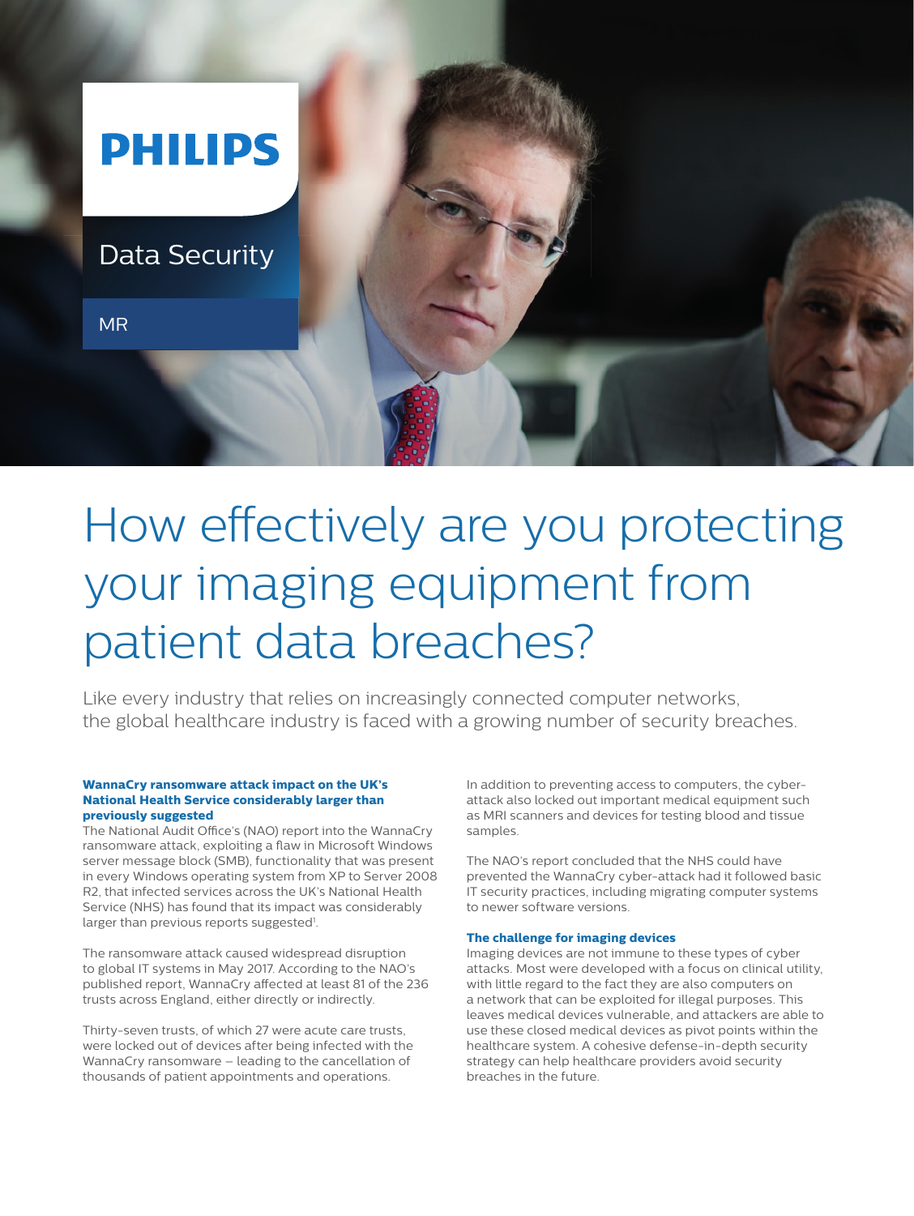PHILIPS

Data Security

MR

# How effectively are you protecting your imaging equipment from patient data breaches?

Like every industry that relies on increasingly connected computer networks, the global healthcare industry is faced with a growing number of security breaches.

### WannaCry ransomware attack impact on the UK's National Health Service considerably larger than previously suggested

The National Audit Office's (NAO) report into the WannaCry ransomware attack, exploiting a flaw in Microsoft Windows server message block (SMB), functionality that was present in every Windows operating system from XP to Server 2008 R2, that infected services across the UK's National Health Service (NHS) has found that its impact was considerably larger than previous reports suggested[1].

The ransomware attack caused widespread disruption to global IT systems in May 2017. According to the NAO's published report, WannaCry affected at least 81 of the 236 trusts across England, either directly or indirectly.

Thirty-seven trusts, of which 27 were acute care trusts, were locked out of devices after being infected with the WannaCry ransomware – leading to the cancellation of thousands of patient appointments and operations.

In addition to preventing access to computers, the cyber-attack also locked out important medical equipment such as MRI scanners and devices for testing blood and tissue samples.

The NAO's report concluded that the NHS could have prevented the WannaCry cyber-attack had it followed basic IT security practices, including migrating computer systems to newer software versions.

### The challenge for imaging devices

Imaging devices are not immune to these types of cyber attacks. Most were developed with a focus on clinical utility, with little regard to the fact they are also computers on a network that can be exploited for illegal purposes. This leaves medical devices vulnerable, and attackers are able to use these closed medical devices as pivot points within the healthcare system. A cohesive defense-in-depth security strategy can help healthcare providers avoid security breaches in the future.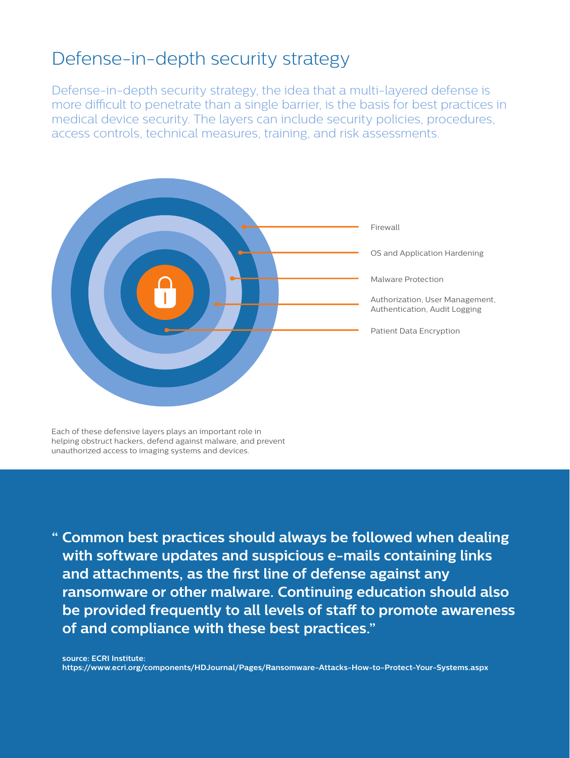# Defense-in-depth security strategy

Defense-in-depth security strategy, the idea that a multi-layered defense is more difficult to penetrate than a single barrier, is the basis for best practices in medical device security. The layers can include security policies, procedures, access controls, technical measures, training, and risk assessments.

- Firewall
- OS and Application Hardening
- Malware Protection
- Authorization, User Management, Authentication, Audit Logging
- Patient Data Encryption

Each of these defensive layers plays an important role in helping obstruct hackers, defend against malware, and prevent unauthorized access to imaging systems and devices.

> **" Common best practices should always be followed when dealing with software updates and suspicious e-mails containing links and attachments, as the first line of defense against any ransomware or other malware. Continuing education should also be provided frequently to all levels of staff to promote awareness of and compliance with these best practices."**

**source: ECRI Institute:**
**https://www.ecri.org/components/HDJournal/Pages/Ransomware-Attacks-How-to-Protect-Your-Systems.aspx**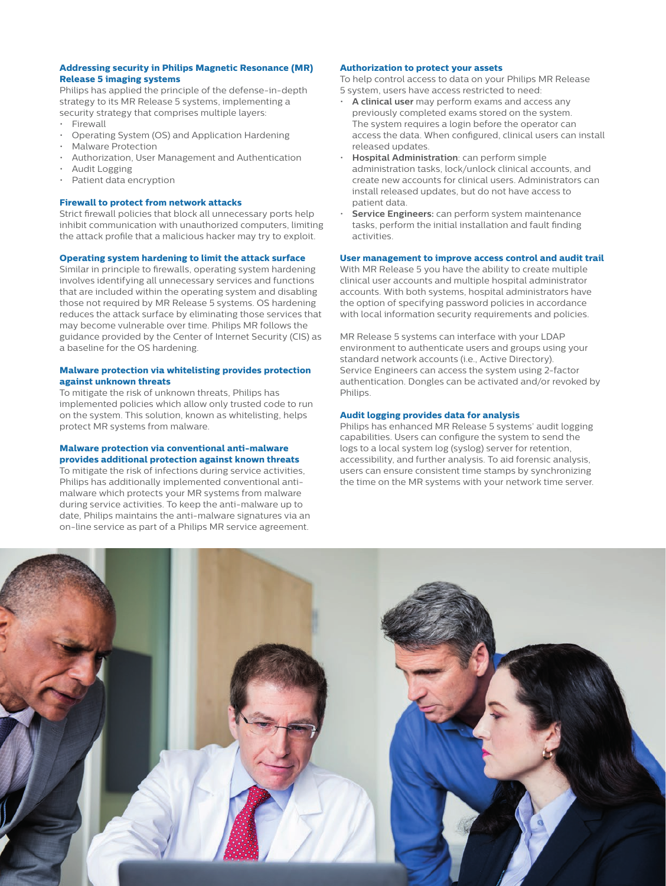### Addressing security in Philips Magnetic Resonance (MR) Release 5 imaging systems

Philips has applied the principle of the defense-in-depth strategy to its MR Release 5 systems, implementing a security strategy that comprises multiple layers:

- Firewall
- Operating System (OS) and Application Hardening
- Malware Protection
- Authorization, User Management and Authentication
- Audit Logging
- Patient data encryption

### Firewall to protect from network attacks

Strict firewall policies that block all unnecessary ports help inhibit communication with unauthorized computers, limiting the attack profile that a malicious hacker may try to exploit.

### Operating system hardening to limit the attack surface

Similar in principle to firewalls, operating system hardening involves identifying all unnecessary services and functions that are included within the operating system and disabling those not required by MR Release 5 systems. OS hardening reduces the attack surface by eliminating those services that may become vulnerable over time. Philips MR follows the guidance provided by the Center of Internet Security (CIS) as a baseline for the OS hardening.

### Malware protection via whitelisting provides protection against unknown threats

To mitigate the risk of unknown threats, Philips has implemented policies which allow only trusted code to run on the system. This solution, known as whitelisting, helps protect MR systems from malware.

### Malware protection via conventional anti-malware provides additional protection against known threats

To mitigate the risk of infections during service activities, Philips has additionally implemented conventional anti-malware which protects your MR systems from malware during service activities. To keep the anti-malware up to date, Philips maintains the anti-malware signatures via an on-line service as part of a Philips MR service agreement.

### Authorization to protect your assets

To help control access to data on your Philips MR Release 5 system, users have access restricted to need:

- **A clinical user** may perform exams and access any previously completed exams stored on the system. The system requires a login before the operator can access the data. When configured, clinical users can install released updates.
- **Hospital Administration**: can perform simple administration tasks, lock/unlock clinical accounts, and create new accounts for clinical users. Administrators can install released updates, but do not have access to patient data.
- **Service Engineers:** can perform system maintenance tasks, perform the initial installation and fault finding activities.

### User management to improve access control and audit trail

With MR Release 5 you have the ability to create multiple clinical user accounts and multiple hospital administrator accounts. With both systems, hospital administrators have the option of specifying password policies in accordance with local information security requirements and policies.

MR Release 5 systems can interface with your LDAP environment to authenticate users and groups using your standard network accounts (i.e., Active Directory). Service Engineers can access the system using 2-factor authentication. Dongles can be activated and/or revoked by Philips.

### Audit logging provides data for analysis

Philips has enhanced MR Release 5 systems' audit logging capabilities. Users can configure the system to send the logs to a local system log (syslog) server for retention, accessibility, and further analysis. To aid forensic analysis, users can ensure consistent time stamps by synchronizing the time on the MR systems with your network time server.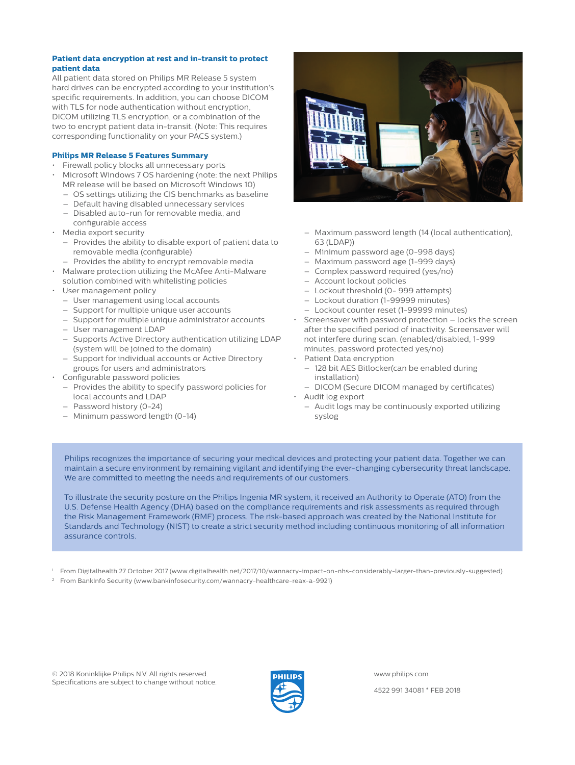**Patient data encryption at rest and in-transit to protect patient data**

All patient data stored on Philips MR Release 5 system hard drives can be encrypted according to your institution's specific requirements. In addition, you can choose DICOM with TLS for node authentication without encryption, DICOM utilizing TLS encryption, or a combination of the two to encrypt patient data in-transit. (Note: This requires corresponding functionality on your PACS system.)

**Philips MR Release 5 Features Summary**

- Firewall policy blocks all unnecessary ports
- Microsoft Windows 7 OS hardening (note: the next Philips MR release will be based on Microsoft Windows 10)
  - OS settings utilizing the CIS benchmarks as baseline
  - Default having disabled unnecessary services
  - Disabled auto-run for removable media, and configurable access
- Media export security
  - Provides the ability to disable export of patient data to removable media (configurable)
  - Provides the ability to encrypt removable media
- Malware protection utilizing the McAfee Anti-Malware solution combined with whitelisting policies
- User management policy
  - User management using local accounts
  - Support for multiple unique user accounts
  - Support for multiple unique administrator accounts
  - User management LDAP
  - Supports Active Directory authentication utilizing LDAP (system will be joined to the domain)
  - Support for individual accounts or Active Directory groups for users and administrators
- Configurable password policies
  - Provides the ability to specify password policies for local accounts and LDAP
  - Password history (0-24)
  - Minimum password length (0-14)
  - Maximum password length (14 (local authentication), 63 (LDAP))
  - Minimum password age (0-998 days)
  - Maximum password age (1-999 days)
  - Complex password required (yes/no)
  - Account lockout policies
  - Lockout threshold (0- 999 attempts)
  - Lockout duration (1-99999 minutes)
  - Lockout counter reset (1-99999 minutes)
- Screensaver with password protection – locks the screen after the specified period of inactivity. Screensaver will not interfere during scan. (enabled/disabled, 1-999 minutes, password protected yes/no)
- Patient Data encryption
  - 128 bit AES Bitlocker(can be enabled during installation)
  - DICOM (Secure DICOM managed by certificates)
- Audit log export
  - Audit logs may be continuously exported utilizing syslog

Philips recognizes the importance of securing your medical devices and protecting your patient data. Together we can maintain a secure environment by remaining vigilant and identifying the ever-changing cybersecurity threat landscape. We are committed to meeting the needs and requirements of our customers.

To illustrate the security posture on the Philips Ingenia MR system, it received an Authority to Operate (ATO) from the U.S. Defense Health Agency (DHA) based on the compliance requirements and risk assessments as required through the Risk Management Framework (RMF) process. The risk-based approach was created by the National Institute for Standards and Technology (NIST) to create a strict security method including continuous monitoring of all information assurance controls.

[1] From Digitalhealth 27 October 2017 (www.digitalhealth.net/2017/10/wannacry-impact-on-nhs-considerably-larger-than-previously-suggested)

[2] From BankInfo Security (www.bankinfosecurity.com/wannacry-healthcare-reax-a-9921)

© 2018 Koninklijke Philips N.V. All rights reserved.
Specifications are subject to change without notice.

www.philips.com

4522 991 34081 * FEB 2018